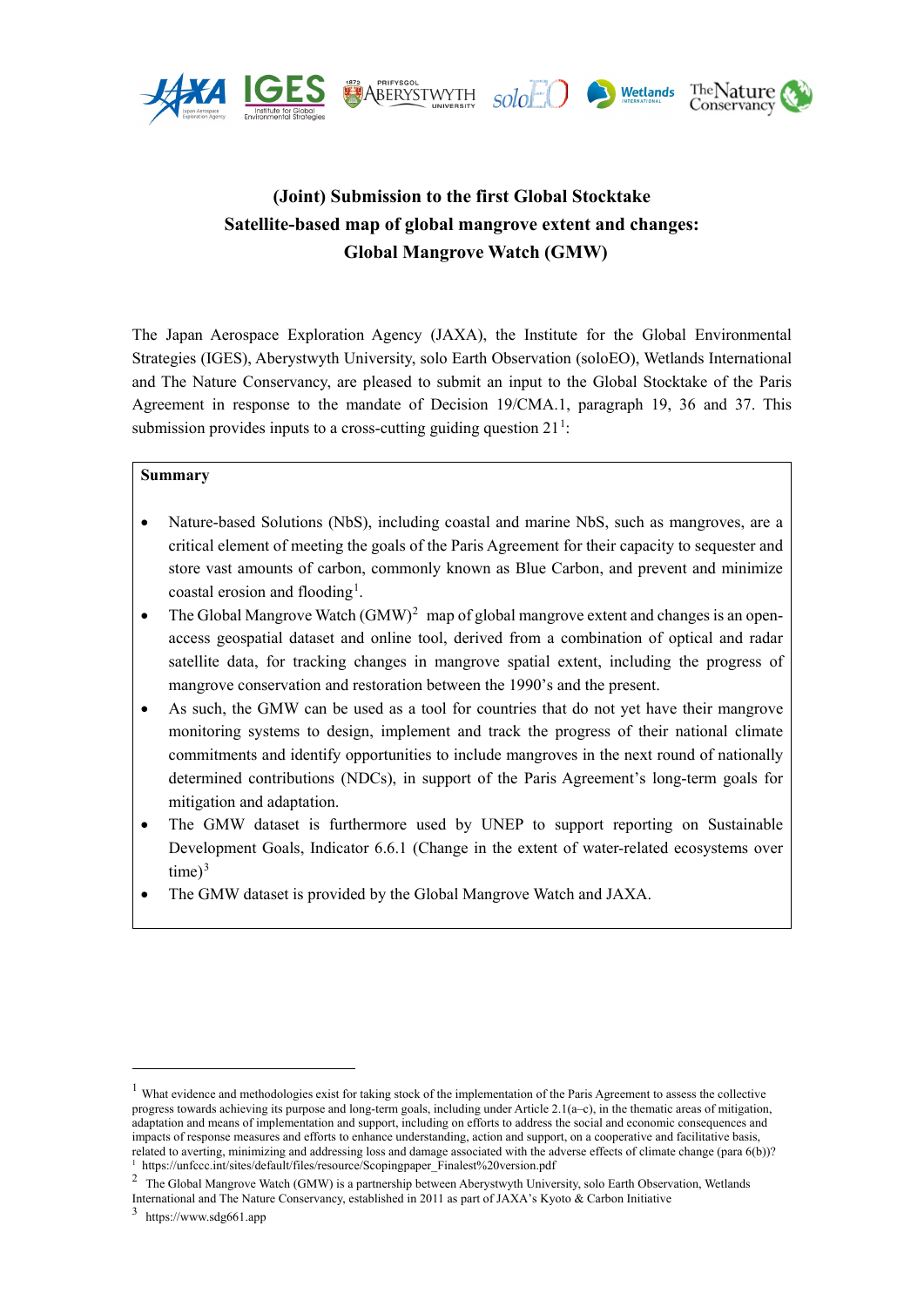# (Joint) Submission to the first Global Stocktake
# Satellite-based map of global mangrove extent and changes: Global Mangrove Watch (GMW)

The Japan Aerospace Exploration Agency (JAXA), the Institute for the Global Environmental Strategies (IGES), Aberystwyth University, solo Earth Observation (soloEO), Wetlands International and The Nature Conservancy, are pleased to submit an input to the Global Stocktake of the Paris Agreement in response to the mandate of Decision 19/CMA.1, paragraph 19, 36 and 37. This submission provides inputs to a cross-cutting guiding question 21[1]:

**Summary**

- Nature-based Solutions (NbS), including coastal and marine NbS, such as mangroves, are a critical element of meeting the goals of the Paris Agreement for their capacity to sequester and store vast amounts of carbon, commonly known as Blue Carbon, and prevent and minimize coastal erosion and flooding[1].
- The Global Mangrove Watch (GMW)[2] map of global mangrove extent and changes is an open-access geospatial dataset and online tool, derived from a combination of optical and radar satellite data, for tracking changes in mangrove spatial extent, including the progress of mangrove conservation and restoration between the 1990's and the present.
- As such, the GMW can be used as a tool for countries that do not yet have their mangrove monitoring systems to design, implement and track the progress of their national climate commitments and identify opportunities to include mangroves in the next round of nationally determined contributions (NDCs), in support of the Paris Agreement's long-term goals for mitigation and adaptation.
- The GMW dataset is furthermore used by UNEP to support reporting on Sustainable Development Goals, Indicator 6.6.1 (Change in the extent of water-related ecosystems over time)[3]
- The GMW dataset is provided by the Global Mangrove Watch and JAXA.

---

[1] What evidence and methodologies exist for taking stock of the implementation of the Paris Agreement to assess the collective progress towards achieving its purpose and long-term goals, including under Article 2.1(a–c), in the thematic areas of mitigation, adaptation and means of implementation and support, including on efforts to address the social and economic consequences and impacts of response measures and efforts to enhance understanding, action and support, on a cooperative and facilitative basis, related to averting, minimizing and addressing loss and damage associated with the adverse effects of climate change (para 6(b))?

[1] https://unfccc.int/sites/default/files/resource/Scopingpaper_Finalest%20version.pdf

[2] The Global Mangrove Watch (GMW) is a partnership between Aberystwyth University, solo Earth Observation, Wetlands International and The Nature Conservancy, established in 2011 as part of JAXA's Kyoto & Carbon Initiative

[3] https://www.sdg661.app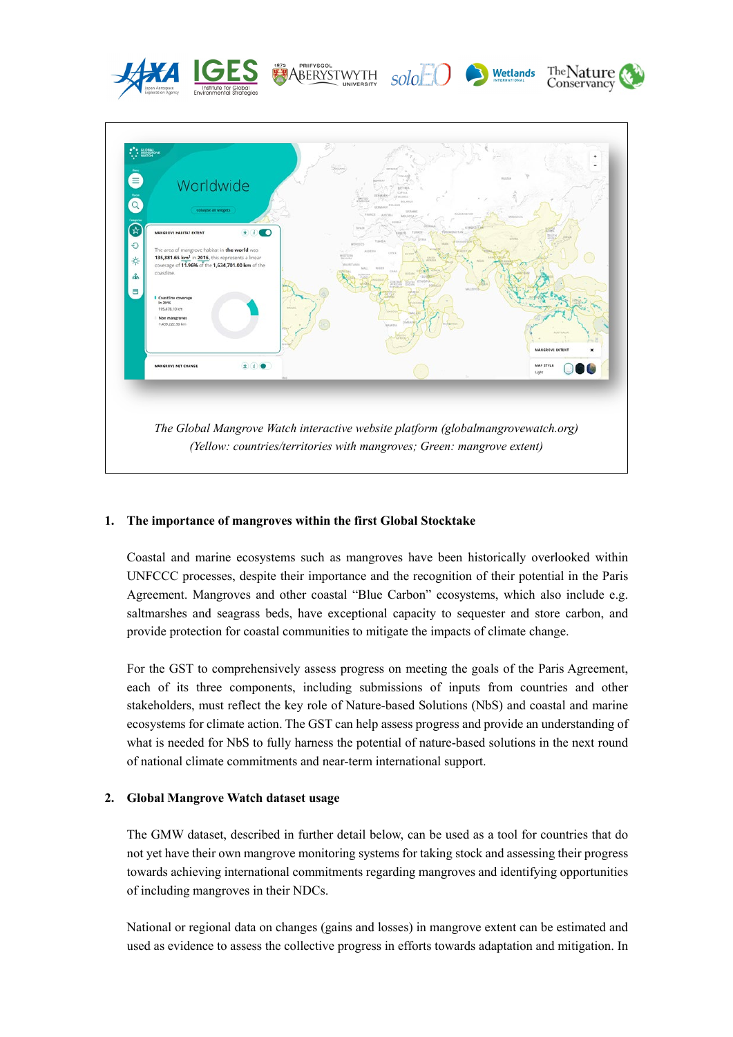*The Global Mangrove Watch interactive website platform (globalmangrovewatch.org)*
*(Yellow: countries/territories with mangroves; Green: mangrove extent)*

## 1. The importance of mangroves within the first Global Stocktake

Coastal and marine ecosystems such as mangroves have been historically overlooked within UNFCCC processes, despite their importance and the recognition of their potential in the Paris Agreement. Mangroves and other coastal "Blue Carbon" ecosystems, which also include e.g. saltmarshes and seagrass beds, have exceptional capacity to sequester and store carbon, and provide protection for coastal communities to mitigate the impacts of climate change.

For the GST to comprehensively assess progress on meeting the goals of the Paris Agreement, each of its three components, including submissions of inputs from countries and other stakeholders, must reflect the key role of Nature-based Solutions (NbS) and coastal and marine ecosystems for climate action. The GST can help assess progress and provide an understanding of what is needed for NbS to fully harness the potential of nature-based solutions in the next round of national climate commitments and near-term international support.

## 2. Global Mangrove Watch dataset usage

The GMW dataset, described in further detail below, can be used as a tool for countries that do not yet have their own mangrove monitoring systems for taking stock and assessing their progress towards achieving international commitments regarding mangroves and identifying opportunities of including mangroves in their NDCs.

National or regional data on changes (gains and losses) in mangrove extent can be estimated and used as evidence to assess the collective progress in efforts towards adaptation and mitigation. In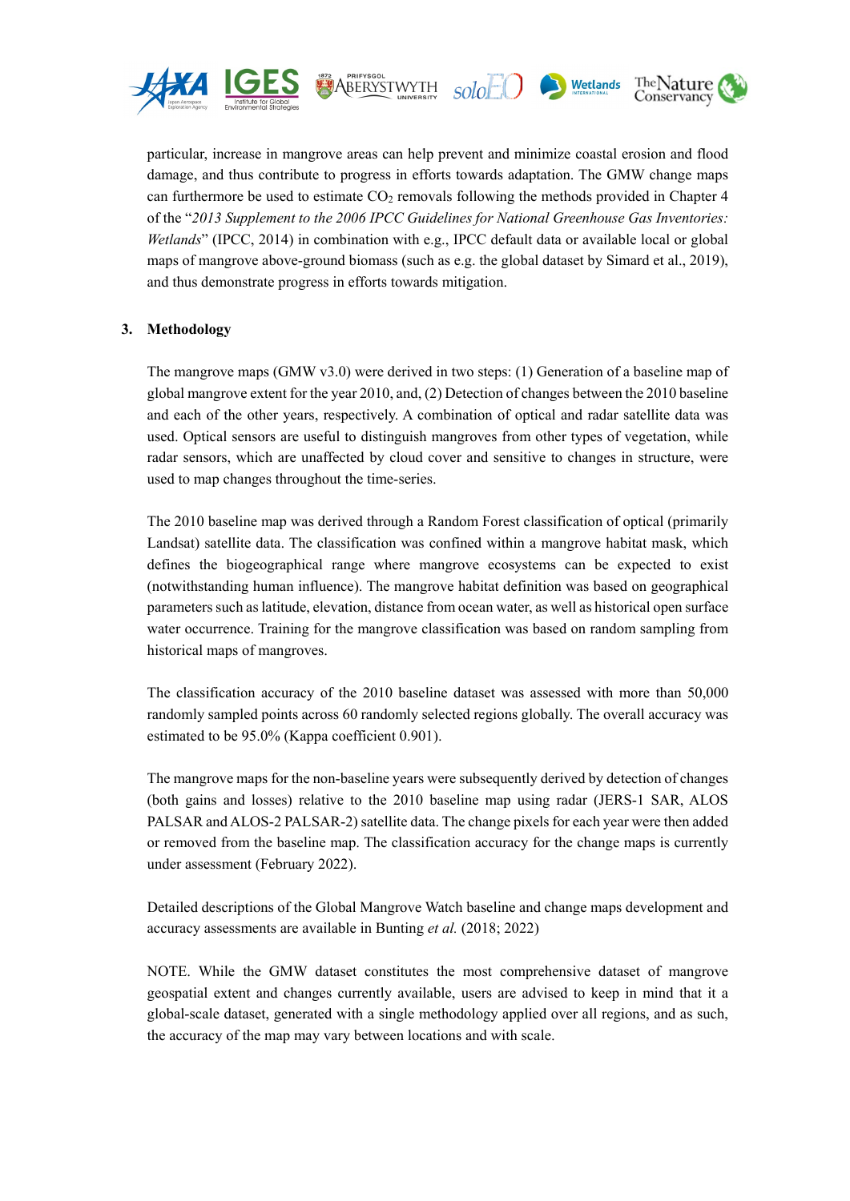particular, increase in mangrove areas can help prevent and minimize coastal erosion and flood damage, and thus contribute to progress in efforts towards adaptation. The GMW change maps can furthermore be used to estimate $CO_2$ removals following the methods provided in Chapter 4 of the "*2013 Supplement to the 2006 IPCC Guidelines for National Greenhouse Gas Inventories: Wetlands*" (IPCC, 2014) in combination with e.g., IPCC default data or available local or global maps of mangrove above-ground biomass (such as e.g. the global dataset by Simard et al., 2019), and thus demonstrate progress in efforts towards mitigation.

## 3. Methodology

The mangrove maps (GMW v3.0) were derived in two steps: (1) Generation of a baseline map of global mangrove extent for the year 2010, and, (2) Detection of changes between the 2010 baseline and each of the other years, respectively. A combination of optical and radar satellite data was used. Optical sensors are useful to distinguish mangroves from other types of vegetation, while radar sensors, which are unaffected by cloud cover and sensitive to changes in structure, were used to map changes throughout the time-series.

The 2010 baseline map was derived through a Random Forest classification of optical (primarily Landsat) satellite data. The classification was confined within a mangrove habitat mask, which defines the biogeographical range where mangrove ecosystems can be expected to exist (notwithstanding human influence). The mangrove habitat definition was based on geographical parameters such as latitude, elevation, distance from ocean water, as well as historical open surface water occurrence. Training for the mangrove classification was based on random sampling from historical maps of mangroves.

The classification accuracy of the 2010 baseline dataset was assessed with more than 50,000 randomly sampled points across 60 randomly selected regions globally. The overall accuracy was estimated to be 95.0% (Kappa coefficient 0.901).

The mangrove maps for the non-baseline years were subsequently derived by detection of changes (both gains and losses) relative to the 2010 baseline map using radar (JERS-1 SAR, ALOS PALSAR and ALOS-2 PALSAR-2) satellite data. The change pixels for each year were then added or removed from the baseline map. The classification accuracy for the change maps is currently under assessment (February 2022).

Detailed descriptions of the Global Mangrove Watch baseline and change maps development and accuracy assessments are available in Bunting *et al.* (2018; 2022)

NOTE. While the GMW dataset constitutes the most comprehensive dataset of mangrove geospatial extent and changes currently available, users are advised to keep in mind that it a global-scale dataset, generated with a single methodology applied over all regions, and as such, the accuracy of the map may vary between locations and with scale.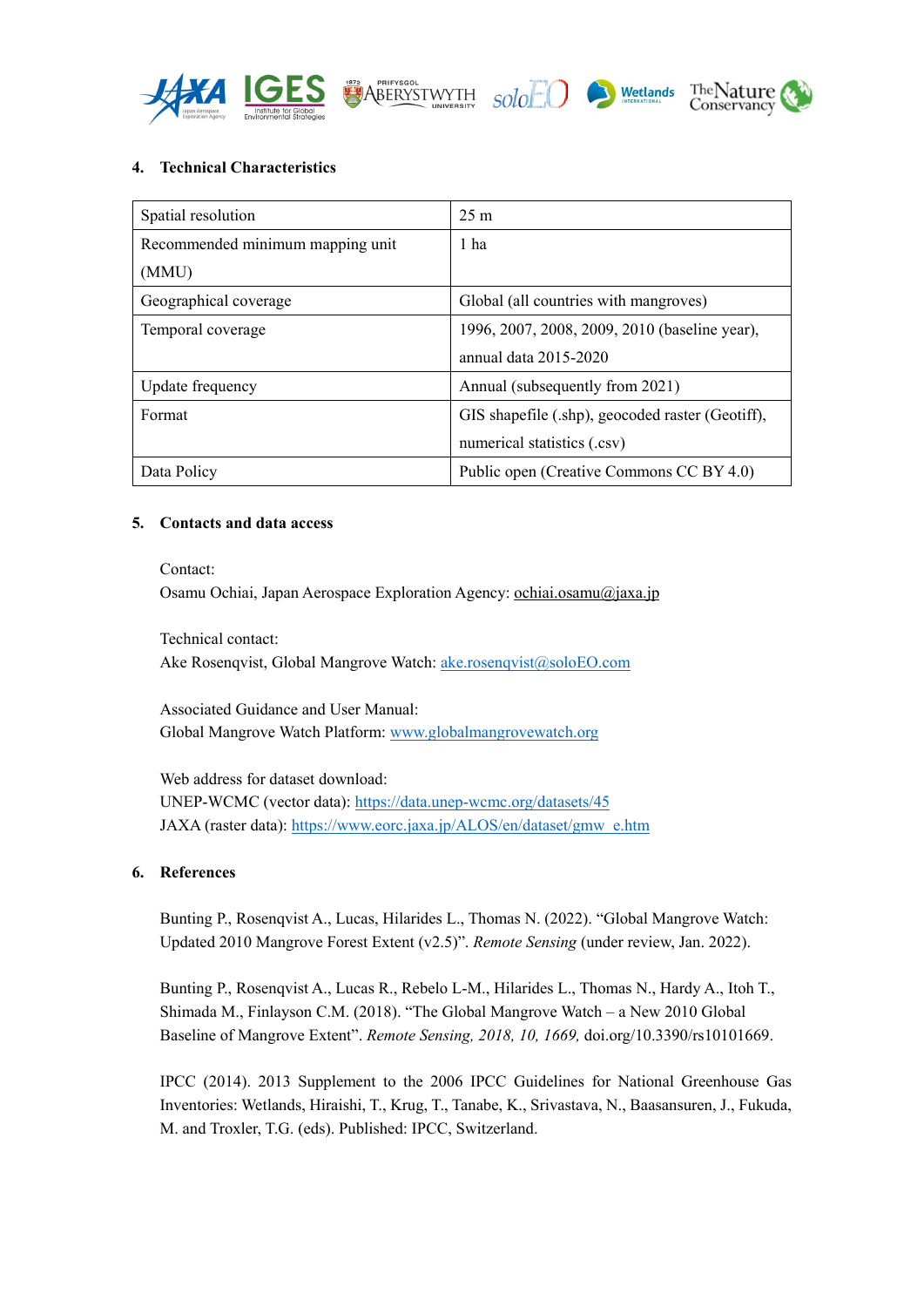## 4. Technical Characteristics

| | |
|---|---|
| Spatial resolution | 25 m |
| Recommended minimum mapping unit (MMU) | 1 ha |
| Geographical coverage | Global (all countries with mangroves) |
| Temporal coverage | 1996, 2007, 2008, 2009, 2010 (baseline year), annual data 2015-2020 |
| Update frequency | Annual (subsequently from 2021) |
| Format | GIS shapefile (.shp), geocoded raster (Geotiff), numerical statistics (.csv) |
| Data Policy | Public open (Creative Commons CC BY 4.0) |

## 5. Contacts and data access

Contact:
Osamu Ochiai, Japan Aerospace Exploration Agency: ochiai.osamu@jaxa.jp

Technical contact:
Ake Rosenqvist, Global Mangrove Watch: ake.rosenqvist@soloEO.com

Associated Guidance and User Manual:
Global Mangrove Watch Platform: www.globalmangrovewatch.org

Web address for dataset download:
UNEP-WCMC (vector data): https://data.unep-wcmc.org/datasets/45
JAXA (raster data): https://www.eorc.jaxa.jp/ALOS/en/dataset/gmw_e.htm

## 6. References

Bunting P., Rosenqvist A., Lucas, Hilarides L., Thomas N. (2022). "Global Mangrove Watch: Updated 2010 Mangrove Forest Extent (v2.5)". *Remote Sensing* (under review, Jan. 2022).

Bunting P., Rosenqvist A., Lucas R., Rebelo L-M., Hilarides L., Thomas N., Hardy A., Itoh T., Shimada M., Finlayson C.M. (2018). "The Global Mangrove Watch – a New 2010 Global Baseline of Mangrove Extent". *Remote Sensing, 2018, 10, 1669,* doi.org/10.3390/rs10101669.

IPCC (2014). 2013 Supplement to the 2006 IPCC Guidelines for National Greenhouse Gas Inventories: Wetlands, Hiraishi, T., Krug, T., Tanabe, K., Srivastava, N., Baasansuren, J., Fukuda, M. and Troxler, T.G. (eds). Published: IPCC, Switzerland.